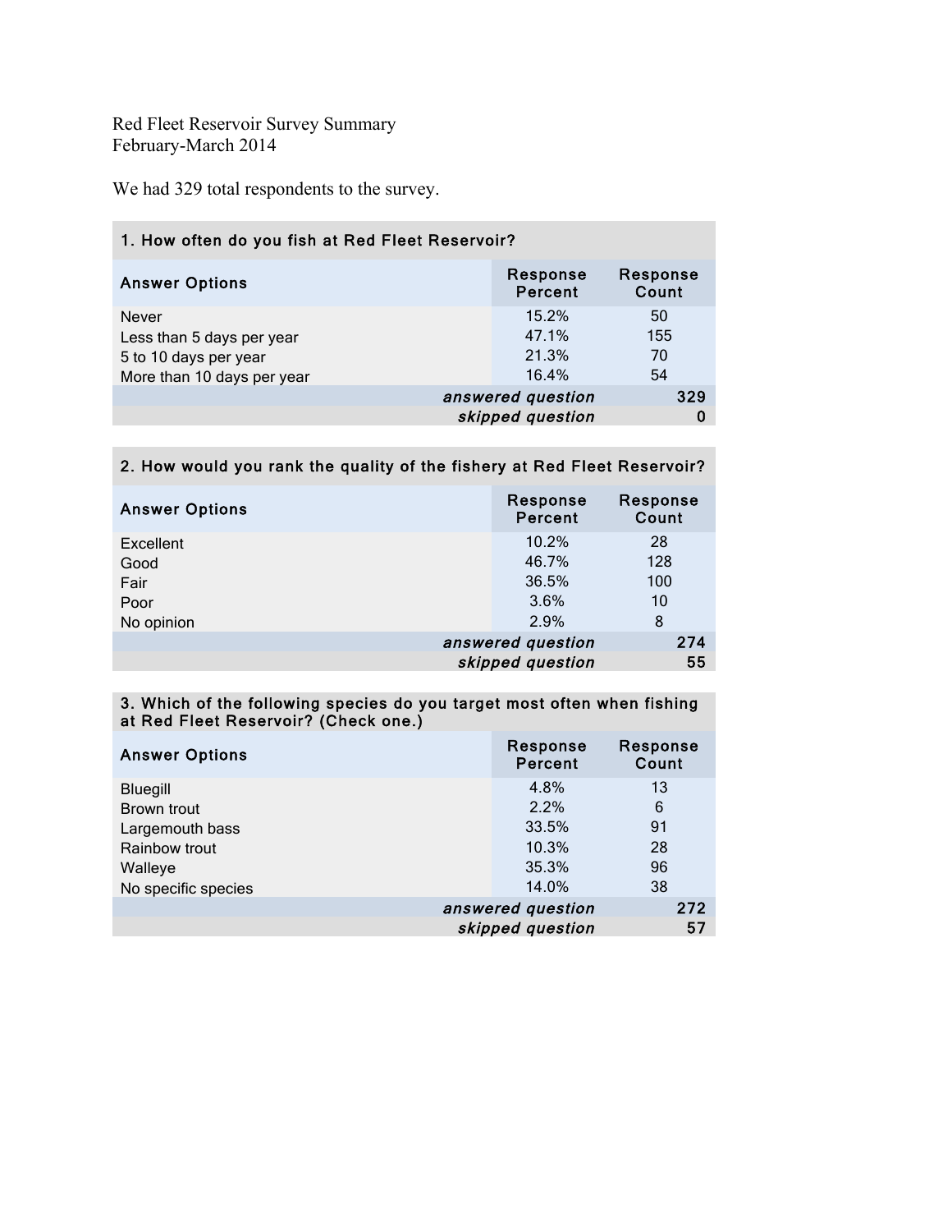Red Fleet Reservoir Survey Summary
February-March 2014

We had 329 total respondents to the survey.

**1. How often do you fish at Red Fleet Reservoir?**

| Answer Options | Response Percent | Response Count |
|---|---|---|
| Never | 15.2% | 50 |
| Less than 5 days per year | 47.1% | 155 |
| 5 to 10 days per year | 21.3% | 70 |
| More than 10 days per year | 16.4% | 54 |
| | *answered question* | 329 |
| | *skipped question* | 0 |

**2. How would you rank the quality of the fishery at Red Fleet Reservoir?**

| Answer Options | Response Percent | Response Count |
|---|---|---|
| Excellent | 10.2% | 28 |
| Good | 46.7% | 128 |
| Fair | 36.5% | 100 |
| Poor | 3.6% | 10 |
| No opinion | 2.9% | 8 |
| | *answered question* | 274 |
| | *skipped question* | 55 |

**3. Which of the following species do you target most often when fishing at Red Fleet Reservoir? (Check one.)**

| Answer Options | Response Percent | Response Count |
|---|---|---|
| Bluegill | 4.8% | 13 |
| Brown trout | 2.2% | 6 |
| Largemouth bass | 33.5% | 91 |
| Rainbow trout | 10.3% | 28 |
| Walleye | 35.3% | 96 |
| No specific species | 14.0% | 38 |
| | *answered question* | 272 |
| | *skipped question* | 57 |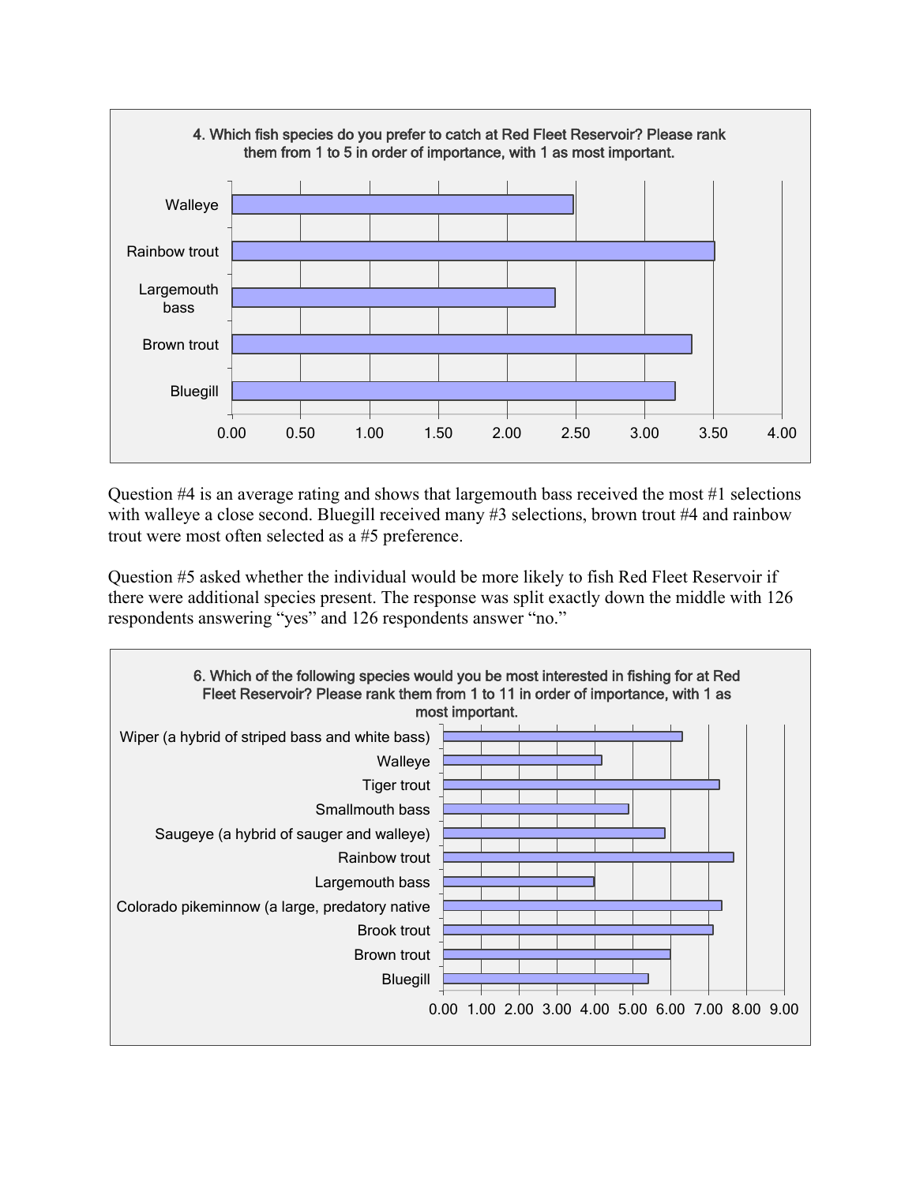**4. Which fish species do you prefer to catch at Red Fleet Reservoir? Please rank them from 1 to 5 in order of importance, with 1 as most important.**

| Species | Average rating |
|---|---|
| Walleye | ~2.48 |
| Rainbow trout | ~3.51 |
| Largemouth bass | ~2.35 |
| Brown trout | ~3.34 |
| Bluegill | ~3.22 |

Question #4 is an average rating and shows that largemouth bass received the most #1 selections with walleye a close second. Bluegill received many #3 selections, brown trout #4 and rainbow trout were most often selected as a #5 preference.

Question #5 asked whether the individual would be more likely to fish Red Fleet Reservoir if there were additional species present. The response was split exactly down the middle with 126 respondents answering "yes" and 126 respondents answer "no."

**6. Which of the following species would you be most interested in fishing for at Red Fleet Reservoir? Please rank them from 1 to 11 in order of importance, with 1 as most important.**

| Species | Average rating |
|---|---|
| Wiper (a hybrid of striped bass and white bass) | ~6.3 |
| Walleye | ~4.2 |
| Tiger trout | ~7.3 |
| Smallmouth bass | ~4.9 |
| Saugeye (a hybrid of sauger and walleye) | ~5.9 |
| Rainbow trout | ~7.7 |
| Largemouth bass | ~4.0 |
| Colorado pikeminnow (a large, predatory native | ~7.4 |
| Brook trout | ~7.1 |
| Brown trout | ~6.0 |
| Bluegill | ~5.4 |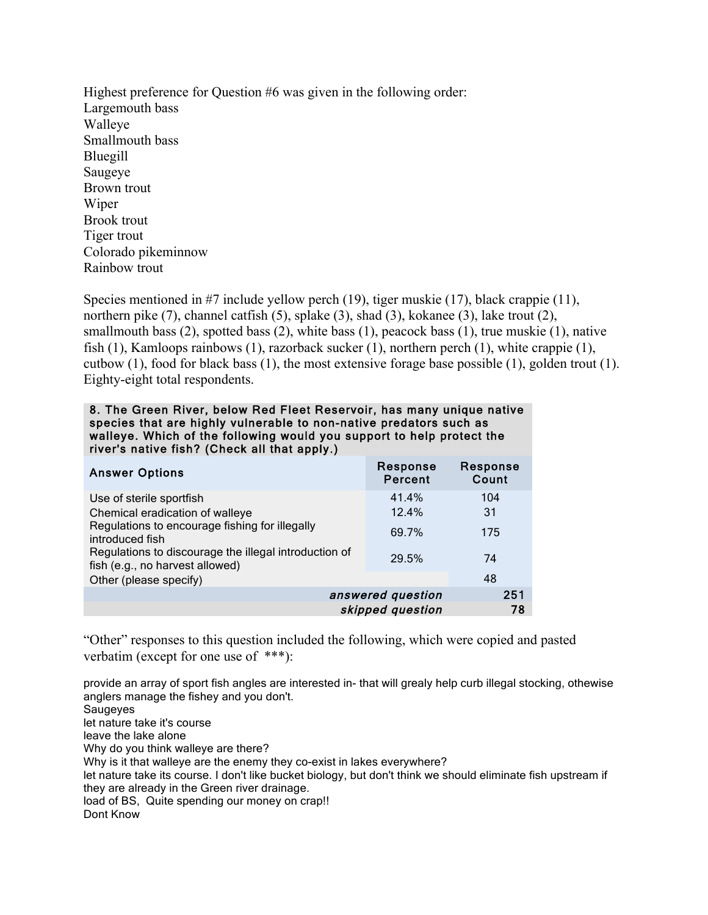Highest preference for Question #6 was given in the following order:
Largemouth bass
Walleye
Smallmouth bass
Bluegill
Saugeye
Brown trout
Wiper
Brook trout
Tiger trout
Colorado pikeminnow
Rainbow trout

Species mentioned in #7 include yellow perch (19), tiger muskie (17), black crappie (11), northern pike (7), channel catfish (5), splake (3), shad (3), kokanee (3), lake trout (2), smallmouth bass (2), spotted bass (2), white bass (1), peacock bass (1), true muskie (1), native fish (1), Kamloops rainbows (1), razorback sucker (1), northern perch (1), white crappie (1), cutbow (1), food for black bass (1), the most extensive forage base possible (1), golden trout (1). Eighty-eight total respondents.

**8. The Green River, below Red Fleet Reservoir, has many unique native species that are highly vulnerable to non-native predators such as walleye. Which of the following would you support to help protect the river's native fish? (Check all that apply.)**

| Answer Options | Response Percent | Response Count |
|---|---|---|
| Use of sterile sportfish | 41.4% | 104 |
| Chemical eradication of walleye | 12.4% | 31 |
| Regulations to encourage fishing for illegally introduced fish | 69.7% | 175 |
| Regulations to discourage the illegal introduction of fish (e.g., no harvest allowed) | 29.5% | 74 |
| Other (please specify) | | 48 |
| | *answered question* | **251** |
| | *skipped question* | **78** |

"Other" responses to this question included the following, which were copied and pasted verbatim (except for one use of ***):

provide an array of sport fish angles are interested in- that will grealy help curb illegal stocking, othewise anglers manage the fishey and you don't.
Saugeyes
let nature take it's course
leave the lake alone
Why do you think walleye are there?
Why is it that walleye are the enemy they co-exist in lakes everywhere?
let nature take its course. I don't like bucket biology, but don't think we should eliminate fish upstream if they are already in the Green river drainage.
load of BS, Quite spending our money on crap!!
Dont Know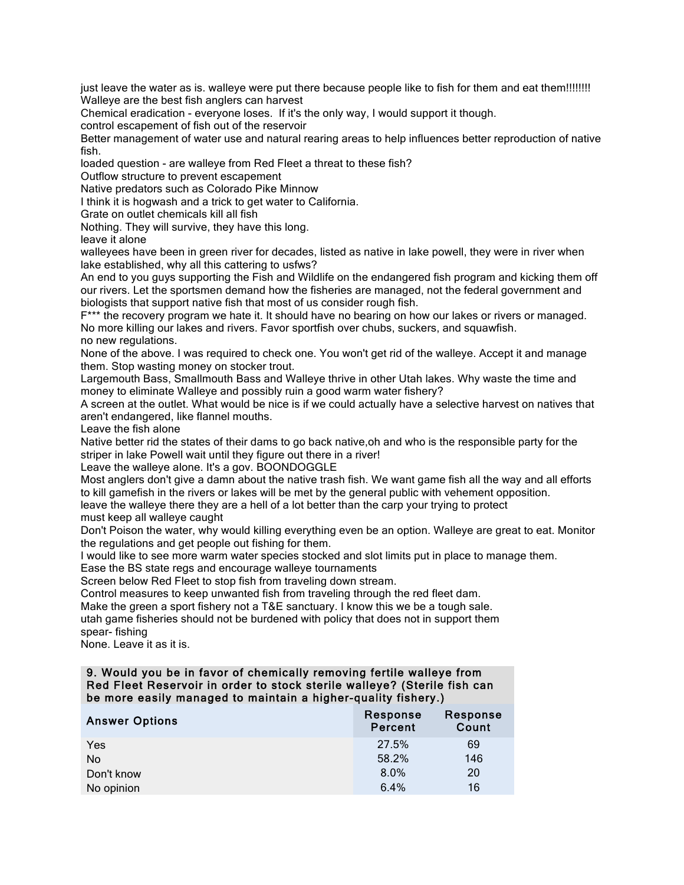just leave the water as is. walleye were put there because people like to fish for them and eat them!!!!!!!!

Walleye are the best fish anglers can harvest

Chemical eradication - everyone loses. If it's the only way, I would support it though.

control escapement of fish out of the reservoir

Better management of water use and natural rearing areas to help influences better reproduction of native fish.

loaded question - are walleye from Red Fleet a threat to these fish?

Outflow structure to prevent escapement

Native predators such as Colorado Pike Minnow

I think it is hogwash and a trick to get water to California.

Grate on outlet chemicals kill all fish

Nothing. They will survive, they have this long.

leave it alone

walleyees have been in green river for decades, listed as native in lake powell, they were in river when lake established, why all this cattering to usfws?

An end to you guys supporting the Fish and Wildlife on the endangered fish program and kicking them off our rivers. Let the sportsmen demand how the fisheries are managed, not the federal government and biologists that support native fish that most of us consider rough fish.

F*** the recovery program we hate it. It should have no bearing on how our lakes or rivers or managed. No more killing our lakes and rivers. Favor sportfish over chubs, suckers, and squawfish.

no new regulations.

None of the above. I was required to check one. You won't get rid of the walleye. Accept it and manage them. Stop wasting money on stocker trout.

Largemouth Bass, Smallmouth Bass and Walleye thrive in other Utah lakes. Why waste the time and money to eliminate Walleye and possibly ruin a good warm water fishery?

A screen at the outlet. What would be nice is if we could actually have a selective harvest on natives that aren't endangered, like flannel mouths.

Leave the fish alone

Native better rid the states of their dams to go back native,oh and who is the responsible party for the striper in lake Powell wait until they figure out there in a river!

Leave the walleye alone. It's a gov. BOONDOGGLE

Most anglers don't give a damn about the native trash fish. We want game fish all the way and all efforts to kill gamefish in the rivers or lakes will be met by the general public with vehement opposition.

leave the walleye there they are a hell of a lot better than the carp your trying to protect

must keep all walleye caught

Don't Poison the water, why would killing everything even be an option. Walleye are great to eat. Monitor the regulations and get people out fishing for them.

I would like to see more warm water species stocked and slot limits put in place to manage them.

Ease the BS state regs and encourage walleye tournaments

Screen below Red Fleet to stop fish from traveling down stream.

Control measures to keep unwanted fish from traveling through the red fleet dam.

Make the green a sport fishery not a T&E sanctuary. I know this we be a tough sale.

utah game fisheries should not be burdened with policy that does not in support them

spear- fishing

None. Leave it as it is.

**9. Would you be in favor of chemically removing fertile walleye from Red Fleet Reservoir in order to stock sterile walleye? (Sterile fish can be more easily managed to maintain a higher-quality fishery.)**

| Answer Options | Response Percent | Response Count |
|---|---|---|
| Yes | 27.5% | 69 |
| No | 58.2% | 146 |
| Don't know | 8.0% | 20 |
| No opinion | 6.4% | 16 |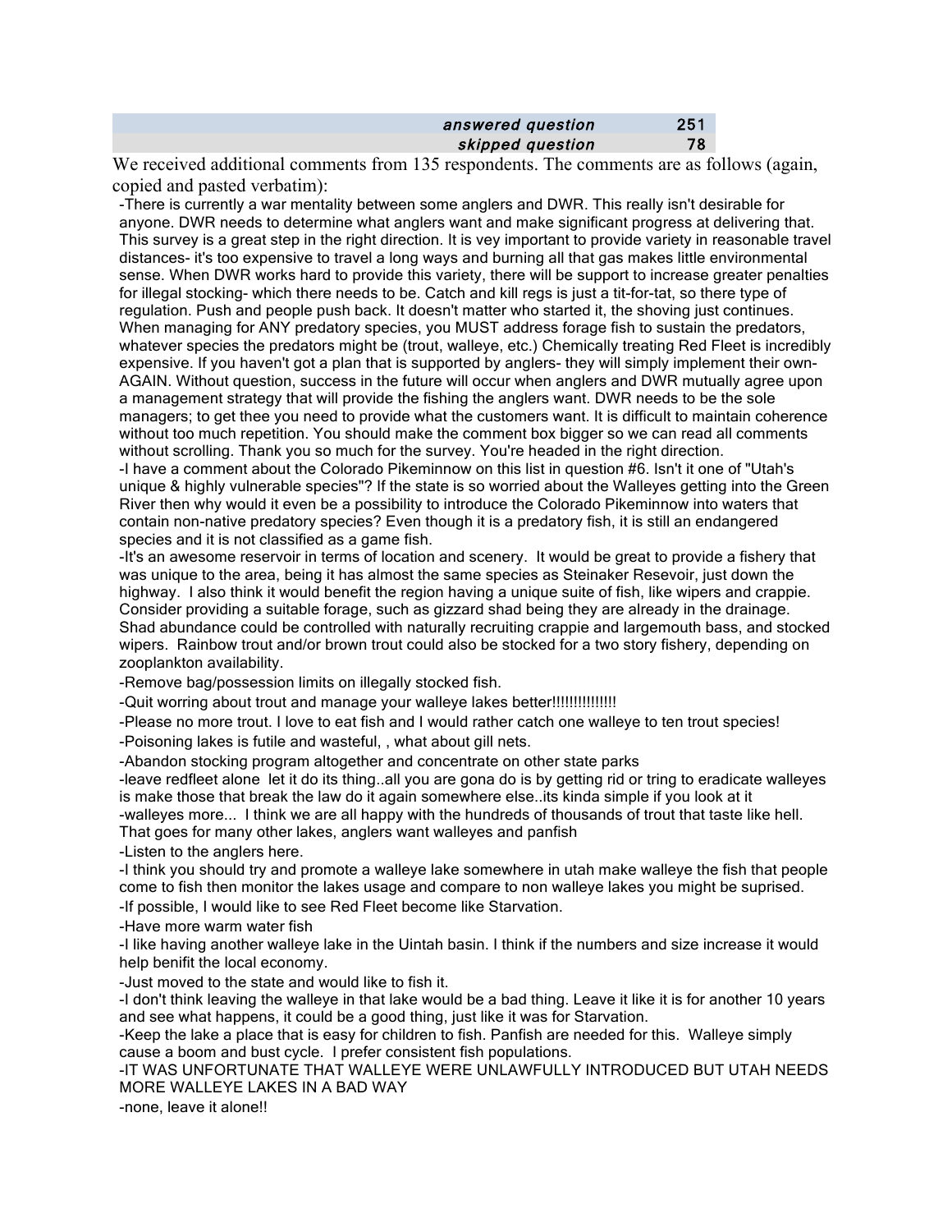| | answered question | 251 |
|---|---|---|
| | skipped question | 78 |

We received additional comments from 135 respondents. The comments are as follows (again, copied and pasted verbatim):

-There is currently a war mentality between some anglers and DWR. This really isn't desirable for anyone. DWR needs to determine what anglers want and make significant progress at delivering that. This survey is a great step in the right direction. It is vey important to provide variety in reasonable travel distances- it's too expensive to travel a long ways and burning all that gas makes little environmental sense. When DWR works hard to provide this variety, there will be support to increase greater penalties for illegal stocking- which there needs to be. Catch and kill regs is just a tit-for-tat, so there type of regulation. Push and people push back. It doesn't matter who started it, the shoving just continues. When managing for ANY predatory species, you MUST address forage fish to sustain the predators, whatever species the predators might be (trout, walleye, etc.) Chemically treating Red Fleet is incredibly expensive. If you haven't got a plan that is supported by anglers- they will simply implement their own- AGAIN. Without question, success in the future will occur when anglers and DWR mutually agree upon a management strategy that will provide the fishing the anglers want. DWR needs to be the sole managers; to get thee you need to provide what the customers want. It is difficult to maintain coherence without too much repetition. You should make the comment box bigger so we can read all comments without scrolling. Thank you so much for the survey. You're headed in the right direction.

-I have a comment about the Colorado Pikeminnow on this list in question #6. Isn't it one of "Utah's unique & highly vulnerable species"? If the state is so worried about the Walleyes getting into the Green River then why would it even be a possibility to introduce the Colorado Pikeminnow into waters that contain non-native predatory species? Even though it is a predatory fish, it is still an endangered species and it is not classified as a game fish.

-It's an awesome reservoir in terms of location and scenery. It would be great to provide a fishery that was unique to the area, being it has almost the same species as Steinaker Resevoir, just down the highway. I also think it would benefit the region having a unique suite of fish, like wipers and crappie. Consider providing a suitable forage, such as gizzard shad being they are already in the drainage. Shad abundance could be controlled with naturally recruiting crappie and largemouth bass, and stocked wipers. Rainbow trout and/or brown trout could also be stocked for a two story fishery, depending on zooplankton availability.

-Remove bag/possession limits on illegally stocked fish.

-Quit worring about trout and manage your walleye lakes better!!!!!!!!!!!!!!!

-Please no more trout. I love to eat fish and I would rather catch one walleye to ten trout species!

-Poisoning lakes is futile and wasteful, , what about gill nets.

-Abandon stocking program altogether and concentrate on other state parks

-leave redfleet alone let it do its thing..all you are gona do is by getting rid or tring to eradicate walleyes is make those that break the law do it again somewhere else..its kinda simple if you look at it

-walleyes more... I think we are all happy with the hundreds of thousands of trout that taste like hell. That goes for many other lakes, anglers want walleyes and panfish

-Listen to the anglers here.

-I think you should try and promote a walleye lake somewhere in utah make walleye the fish that people come to fish then monitor the lakes usage and compare to non walleye lakes you might be suprised.

-If possible, I would like to see Red Fleet become like Starvation.

-Have more warm water fish

-I like having another walleye lake in the Uintah basin. I think if the numbers and size increase it would help benifit the local economy.

-Just moved to the state and would like to fish it.

-I don't think leaving the walleye in that lake would be a bad thing. Leave it like it is for another 10 years and see what happens, it could be a good thing, just like it was for Starvation.

-Keep the lake a place that is easy for children to fish. Panfish are needed for this. Walleye simply cause a boom and bust cycle. I prefer consistent fish populations.

-IT WAS UNFORTUNATE THAT WALLEYE WERE UNLAWFULLY INTRODUCED BUT UTAH NEEDS MORE WALLEYE LAKES IN A BAD WAY

-none, leave it alone!!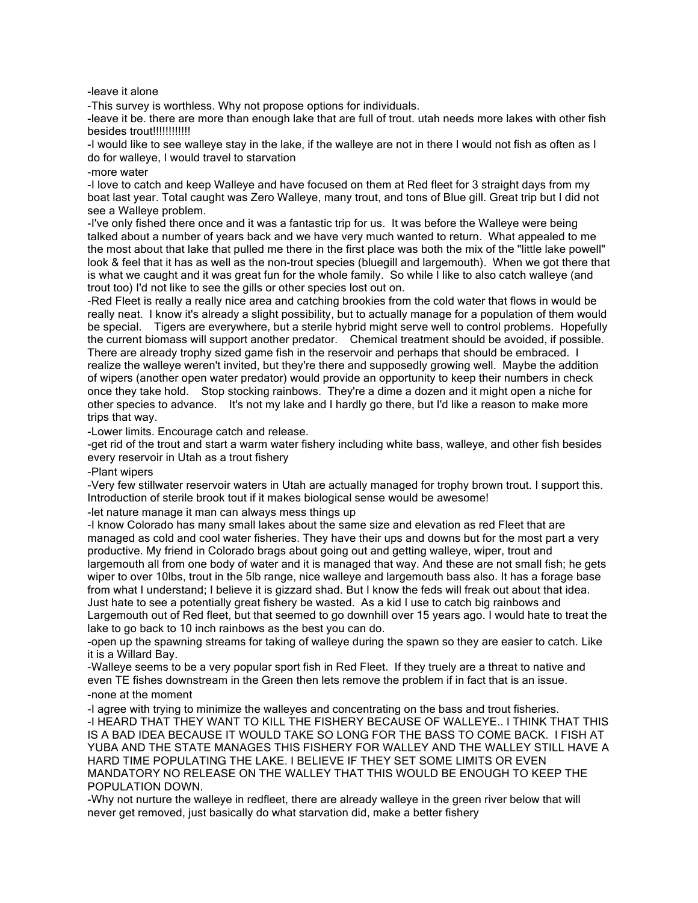-leave it alone

-This survey is worthless. Why not propose options for individuals.

-leave it be. there are more than enough lake that are full of trout. utah needs more lakes with other fish besides trout!!!!!!!!!!!!

-I would like to see walleye stay in the lake, if the walleye are not in there I would not fish as often as I do for walleye, I would travel to starvation

-more water

-I love to catch and keep Walleye and have focused on them at Red fleet for 3 straight days from my boat last year. Total caught was Zero Walleye, many trout, and tons of Blue gill. Great trip but I did not see a Walleye problem.

-I've only fished there once and it was a fantastic trip for us. It was before the Walleye were being talked about a number of years back and we have very much wanted to return. What appealed to me the most about that lake that pulled me there in the first place was both the mix of the "little lake powell" look & feel that it has as well as the non-trout species (bluegill and largemouth). When we got there that is what we caught and it was great fun for the whole family. So while I like to also catch walleye (and trout too) I'd not like to see the gills or other species lost out on.

-Red Fleet is really a really nice area and catching brookies from the cold water that flows in would be really neat. I know it's already a slight possibility, but to actually manage for a population of them would be special. Tigers are everywhere, but a sterile hybrid might serve well to control problems. Hopefully the current biomass will support another predator. Chemical treatment should be avoided, if possible. There are already trophy sized game fish in the reservoir and perhaps that should be embraced. I realize the walleye weren't invited, but they're there and supposedly growing well. Maybe the addition of wipers (another open water predator) would provide an opportunity to keep their numbers in check once they take hold. Stop stocking rainbows. They're a dime a dozen and it might open a niche for other species to advance. It's not my lake and I hardly go there, but I'd like a reason to make more trips that way.

-Lower limits. Encourage catch and release.

-get rid of the trout and start a warm water fishery including white bass, walleye, and other fish besides every reservoir in Utah as a trout fishery

-Plant wipers

-Very few stillwater reservoir waters in Utah are actually managed for trophy brown trout. I support this. Introduction of sterile brook tout if it makes biological sense would be awesome!

-let nature manage it man can always mess things up

-I know Colorado has many small lakes about the same size and elevation as red Fleet that are managed as cold and cool water fisheries. They have their ups and downs but for the most part a very productive. My friend in Colorado brags about going out and getting walleye, wiper, trout and largemouth all from one body of water and it is managed that way. And these are not small fish; he gets wiper to over 10lbs, trout in the 5lb range, nice walleye and largemouth bass also. It has a forage base from what I understand; I believe it is gizzard shad. But I know the feds will freak out about that idea. Just hate to see a potentially great fishery be wasted. As a kid I use to catch big rainbows and Largemouth out of Red fleet, but that seemed to go downhill over 15 years ago. I would hate to treat the lake to go back to 10 inch rainbows as the best you can do.

-open up the spawning streams for taking of walleye during the spawn so they are easier to catch. Like it is a Willard Bay.

-Walleye seems to be a very popular sport fish in Red Fleet. If they truely are a threat to native and even TE fishes downstream in the Green then lets remove the problem if in fact that is an issue.

-none at the moment

-I agree with trying to minimize the walleyes and concentrating on the bass and trout fisheries.

-I HEARD THAT THEY WANT TO KILL THE FISHERY BECAUSE OF WALLEYE.. I THINK THAT THIS IS A BAD IDEA BECAUSE IT WOULD TAKE SO LONG FOR THE BASS TO COME BACK. I FISH AT YUBA AND THE STATE MANAGES THIS FISHERY FOR WALLEY AND THE WALLEY STILL HAVE A HARD TIME POPULATING THE LAKE. I BELIEVE IF THEY SET SOME LIMITS OR EVEN MANDATORY NO RELEASE ON THE WALLEY THAT THIS WOULD BE ENOUGH TO KEEP THE POPULATION DOWN.

-Why not nurture the walleye in redfleet, there are already walleye in the green river below that will never get removed, just basically do what starvation did, make a better fishery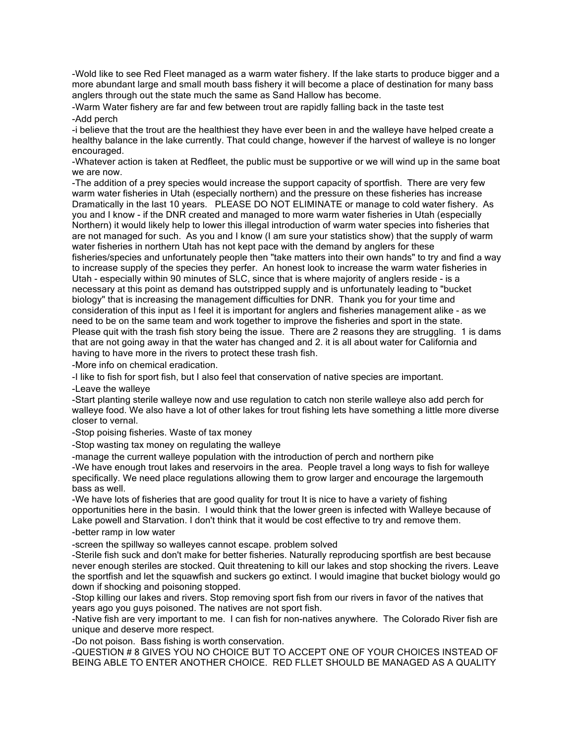-Wold like to see Red Fleet managed as a warm water fishery. If the lake starts to produce bigger and a more abundant large and small mouth bass fishery it will become a place of destination for many bass anglers through out the state much the same as Sand Hallow has become.

-Warm Water fishery are far and few between trout are rapidly falling back in the taste test

-Add perch

-i believe that the trout are the healthiest they have ever been in and the walleye have helped create a healthy balance in the lake currently. That could change, however if the harvest of walleye is no longer encouraged.

-Whatever action is taken at Redfleet, the public must be supportive or we will wind up in the same boat we are now.

-The addition of a prey species would increase the support capacity of sportfish. There are very few warm water fisheries in Utah (especially northern) and the pressure on these fisheries has increase Dramatically in the last 10 years. PLEASE DO NOT ELIMINATE or manage to cold water fishery. As you and I know - if the DNR created and managed to more warm water fisheries in Utah (especially Northern) it would likely help to lower this illegal introduction of warm water species into fisheries that are not managed for such. As you and I know (I am sure your statistics show) that the supply of warm water fisheries in northern Utah has not kept pace with the demand by anglers for these fisheries/species and unfortunately people then "take matters into their own hands" to try and find a way to increase supply of the species they perfer. An honest look to increase the warm water fisheries in Utah - especially within 90 minutes of SLC, since that is where majority of anglers reside - is a necessary at this point as demand has outstripped supply and is unfortunately leading to "bucket biology" that is increasing the management difficulties for DNR. Thank you for your time and consideration of this input as I feel it is important for anglers and fisheries management alike - as we need to be on the same team and work together to improve the fisheries and sport in the state.
Please quit with the trash fish story being the issue. There are 2 reasons they are struggling. 1 is dams that are not going away in that the water has changed and 2. it is all about water for California and having to have more in the rivers to protect these trash fish.

-More info on chemical eradication.

-I like to fish for sport fish, but I also feel that conservation of native species are important.

-Leave the walleye

-Start planting sterile walleye now and use regulation to catch non sterile walleye also add perch for walleye food. We also have a lot of other lakes for trout fishing lets have something a little more diverse closer to vernal.

-Stop poising fisheries. Waste of tax money

-Stop wasting tax money on regulating the walleye

-manage the current walleye population with the introduction of perch and northern pike

-We have enough trout lakes and reservoirs in the area. People travel a long ways to fish for walleye specifically. We need place regulations allowing them to grow larger and encourage the largemouth bass as well.

-We have lots of fisheries that are good quality for trout It is nice to have a variety of fishing opportunities here in the basin. I would think that the lower green is infected with Walleye because of Lake powell and Starvation. I don't think that it would be cost effective to try and remove them.

-better ramp in low water

-screen the spillway so walleyes cannot escape. problem solved

-Sterile fish suck and don't make for better fisheries. Naturally reproducing sportfish are best because never enough steriles are stocked. Quit threatening to kill our lakes and stop shocking the rivers. Leave the sportfish and let the squawfish and suckers go extinct. I would imagine that bucket biology would go down if shocking and poisoning stopped.

-Stop killing our lakes and rivers. Stop removing sport fish from our rivers in favor of the natives that years ago you guys poisoned. The natives are not sport fish.

-Native fish are very important to me. I can fish for non-natives anywhere. The Colorado River fish are unique and deserve more respect.

-Do not poison. Bass fishing is worth conservation.

-QUESTION # 8 GIVES YOU NO CHOICE BUT TO ACCEPT ONE OF YOUR CHOICES INSTEAD OF BEING ABLE TO ENTER ANOTHER CHOICE. RED FLLET SHOULD BE MANAGED AS A QUALITY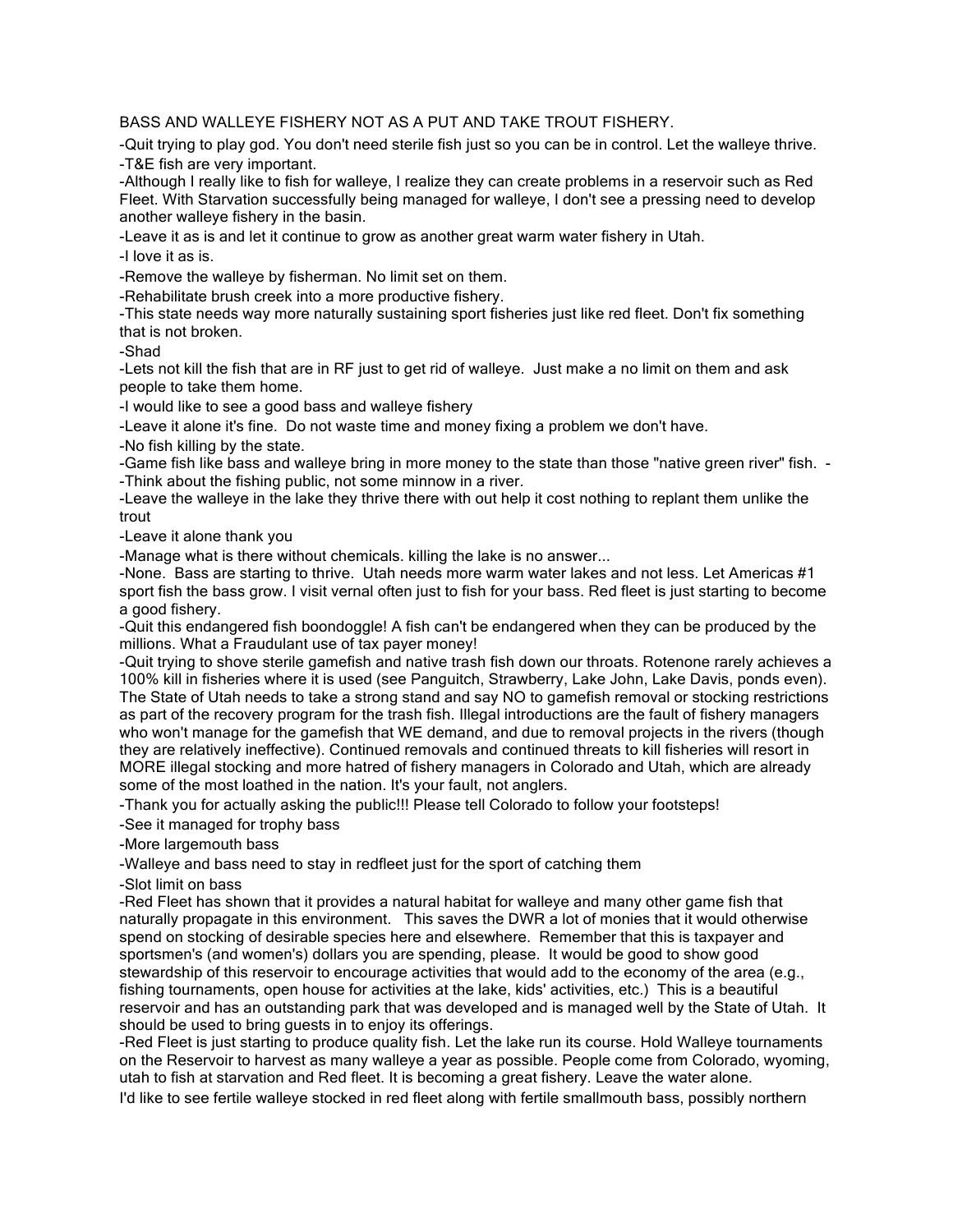BASS AND WALLEYE FISHERY NOT AS A PUT AND TAKE TROUT FISHERY.

-Quit trying to play god. You don't need sterile fish just so you can be in control. Let the walleye thrive.

-T&E fish are very important.

-Although I really like to fish for walleye, I realize they can create problems in a reservoir such as Red Fleet. With Starvation successfully being managed for walleye, I don't see a pressing need to develop another walleye fishery in the basin.

-Leave it as is and let it continue to grow as another great warm water fishery in Utah.

-I love it as is.

-Remove the walleye by fisherman. No limit set on them.

-Rehabilitate brush creek into a more productive fishery.

-This state needs way more naturally sustaining sport fisheries just like red fleet. Don't fix something that is not broken.

-Shad

-Lets not kill the fish that are in RF just to get rid of walleye. Just make a no limit on them and ask people to take them home.

-I would like to see a good bass and walleye fishery

-Leave it alone it's fine. Do not waste time and money fixing a problem we don't have.

-No fish killing by the state.

-Game fish like bass and walleye bring in more money to the state than those "native green river" fish. -

-Think about the fishing public, not some minnow in a river.

-Leave the walleye in the lake they thrive there with out help it cost nothing to replant them unlike the trout

-Leave it alone thank you

-Manage what is there without chemicals. killing the lake is no answer...

-None. Bass are starting to thrive. Utah needs more warm water lakes and not less. Let Americas #1 sport fish the bass grow. I visit vernal often just to fish for your bass. Red fleet is just starting to become a good fishery.

-Quit this endangered fish boondoggle! A fish can't be endangered when they can be produced by the millions. What a Fraudulant use of tax payer money!

-Quit trying to shove sterile gamefish and native trash fish down our throats. Rotenone rarely achieves a 100% kill in fisheries where it is used (see Panguitch, Strawberry, Lake John, Lake Davis, ponds even). The State of Utah needs to take a strong stand and say NO to gamefish removal or stocking restrictions as part of the recovery program for the trash fish. Illegal introductions are the fault of fishery managers who won't manage for the gamefish that WE demand, and due to removal projects in the rivers (though they are relatively ineffective). Continued removals and continued threats to kill fisheries will resort in MORE illegal stocking and more hatred of fishery managers in Colorado and Utah, which are already some of the most loathed in the nation. It's your fault, not anglers.

-Thank you for actually asking the public!!! Please tell Colorado to follow your footsteps!

-See it managed for trophy bass

-More largemouth bass

-Walleye and bass need to stay in redfleet just for the sport of catching them

-Slot limit on bass

-Red Fleet has shown that it provides a natural habitat for walleye and many other game fish that naturally propagate in this environment. This saves the DWR a lot of monies that it would otherwise spend on stocking of desirable species here and elsewhere. Remember that this is taxpayer and sportsmen's (and women's) dollars you are spending, please. It would be good to show good stewardship of this reservoir to encourage activities that would add to the economy of the area (e.g., fishing tournaments, open house for activities at the lake, kids' activities, etc.) This is a beautiful reservoir and has an outstanding park that was developed and is managed well by the State of Utah. It should be used to bring guests in to enjoy its offerings.

-Red Fleet is just starting to produce quality fish. Let the lake run its course. Hold Walleye tournaments on the Reservoir to harvest as many walleye a year as possible. People come from Colorado, wyoming, utah to fish at starvation and Red fleet. It is becoming a great fishery. Leave the water alone.

I'd like to see fertile walleye stocked in red fleet along with fertile smallmouth bass, possibly northern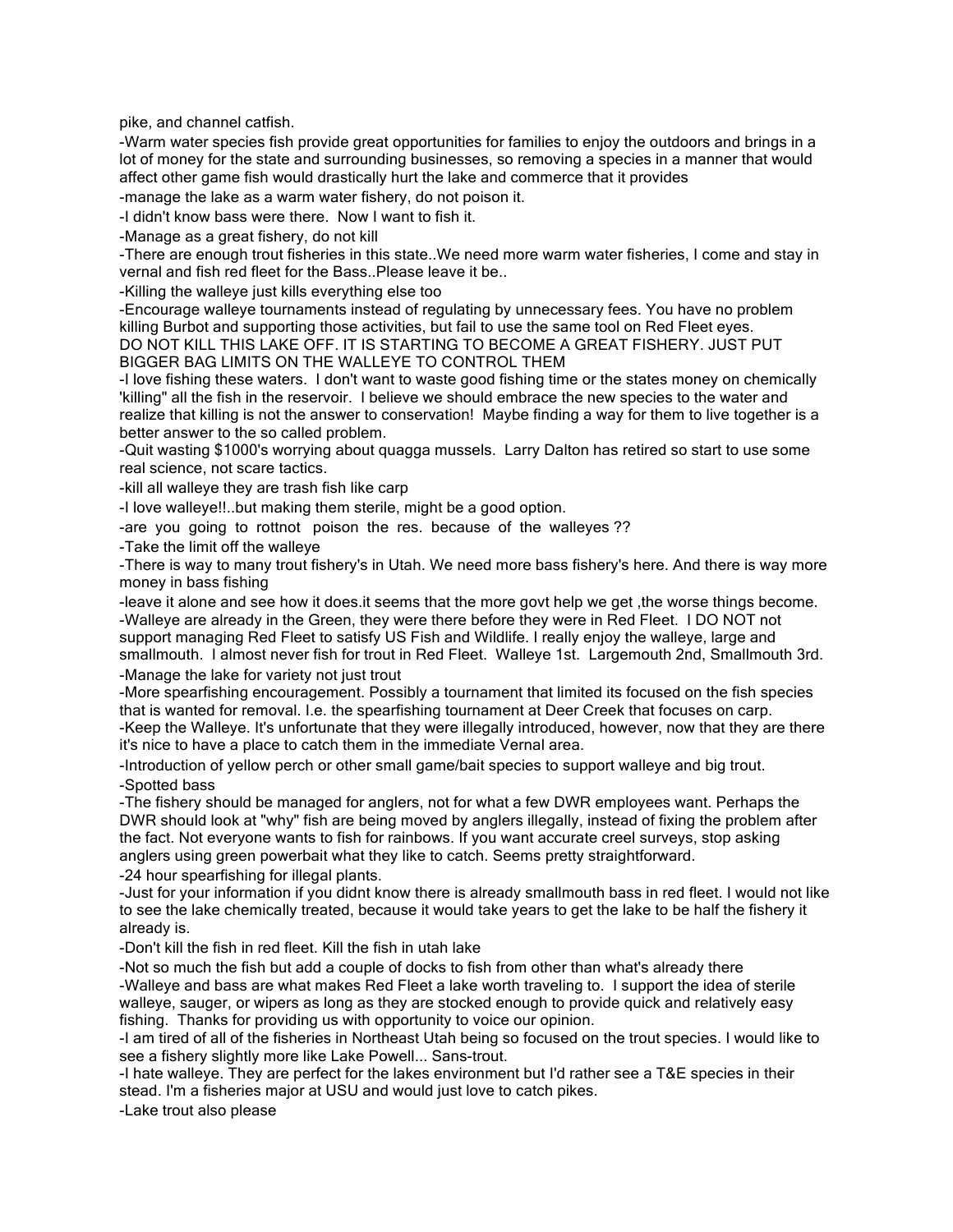pike, and channel catfish.

-Warm water species fish provide great opportunities for families to enjoy the outdoors and brings in a lot of money for the state and surrounding businesses, so removing a species in a manner that would affect other game fish would drastically hurt the lake and commerce that it provides

-manage the lake as a warm water fishery, do not poison it.

-I didn't know bass were there. Now I want to fish it.

-Manage as a great fishery, do not kill

-There are enough trout fisheries in this state..We need more warm water fisheries, I come and stay in vernal and fish red fleet for the Bass..Please leave it be..

-Killing the walleye just kills everything else too

-Encourage walleye tournaments instead of regulating by unnecessary fees. You have no problem killing Burbot and supporting those activities, but fail to use the same tool on Red Fleet eyes. DO NOT KILL THIS LAKE OFF. IT IS STARTING TO BECOME A GREAT FISHERY. JUST PUT BIGGER BAG LIMITS ON THE WALLEYE TO CONTROL THEM

-I love fishing these waters. I don't want to waste good fishing time or the states money on chemically 'killing" all the fish in the reservoir. I believe we should embrace the new species to the water and realize that killing is not the answer to conservation! Maybe finding a way for them to live together is a better answer to the so called problem.

-Quit wasting $1000's worrying about quagga mussels. Larry Dalton has retired so start to use some real science, not scare tactics.

-kill all walleye they are trash fish like carp

-I love walleye!!..but making them sterile, might be a good option.

-are you going to rottnot poison the res. because of the walleyes ??

-Take the limit off the walleye

-There is way to many trout fishery's in Utah. We need more bass fishery's here. And there is way more money in bass fishing

-leave it alone and see how it does.it seems that the more govt help we get ,the worse things become.

-Walleye are already in the Green, they were there before they were in Red Fleet. I DO NOT not support managing Red Fleet to satisfy US Fish and Wildlife. I really enjoy the walleye, large and smallmouth. I almost never fish for trout in Red Fleet. Walleye 1st. Largemouth 2nd, Smallmouth 3rd.

-Manage the lake for variety not just trout

-More spearfishing encouragement. Possibly a tournament that limited its focused on the fish species that is wanted for removal. I.e. the spearfishing tournament at Deer Creek that focuses on carp.

-Keep the Walleye. It's unfortunate that they were illegally introduced, however, now that they are there it's nice to have a place to catch them in the immediate Vernal area.

-Introduction of yellow perch or other small game/bait species to support walleye and big trout.

-Spotted bass

-The fishery should be managed for anglers, not for what a few DWR employees want. Perhaps the DWR should look at "why" fish are being moved by anglers illegally, instead of fixing the problem after the fact. Not everyone wants to fish for rainbows. If you want accurate creel surveys, stop asking anglers using green powerbait what they like to catch. Seems pretty straightforward.

-24 hour spearfishing for illegal plants.

-Just for your information if you didnt know there is already smallmouth bass in red fleet. I would not like to see the lake chemically treated, because it would take years to get the lake to be half the fishery it already is.

-Don't kill the fish in red fleet. Kill the fish in utah lake

-Not so much the fish but add a couple of docks to fish from other than what's already there

-Walleye and bass are what makes Red Fleet a lake worth traveling to. I support the idea of sterile walleye, sauger, or wipers as long as they are stocked enough to provide quick and relatively easy fishing. Thanks for providing us with opportunity to voice our opinion.

-I am tired of all of the fisheries in Northeast Utah being so focused on the trout species. I would like to see a fishery slightly more like Lake Powell... Sans-trout.

-I hate walleye. They are perfect for the lakes environment but I'd rather see a T&E species in their stead. I'm a fisheries major at USU and would just love to catch pikes.

-Lake trout also please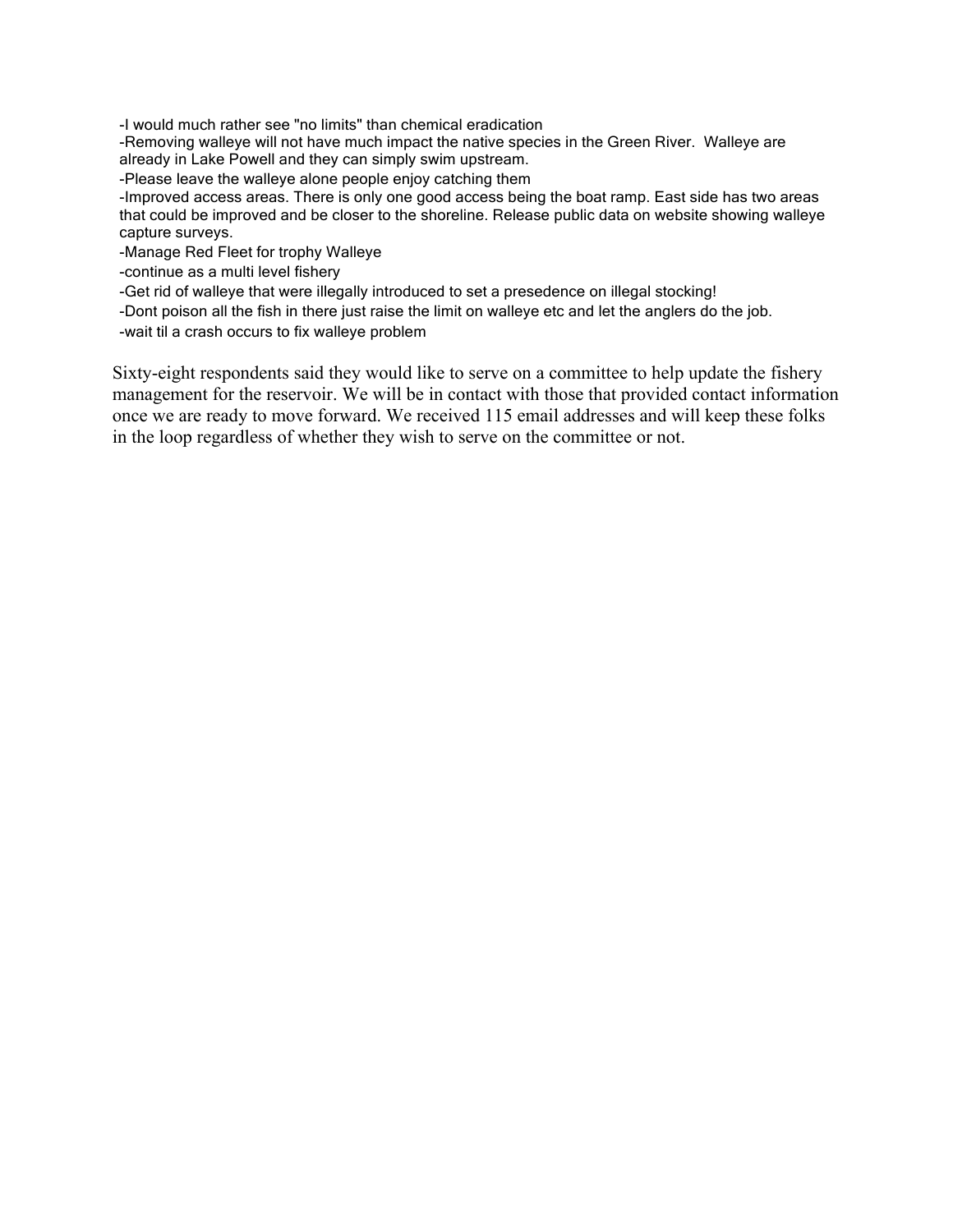-I would much rather see "no limits" than chemical eradication
-Removing walleye will not have much impact the native species in the Green River.  Walleye are already in Lake Powell and they can simply swim upstream.
-Please leave the walleye alone people enjoy catching them
-Improved access areas. There is only one good access being the boat ramp. East side has two areas that could be improved and be closer to the shoreline. Release public data on website showing walleye capture surveys.
-Manage Red Fleet for trophy Walleye
-continue as a multi level fishery
-Get rid of walleye that were illegally introduced to set a presedence on illegal stocking!
-Dont poison all the fish in there just raise the limit on walleye etc and let the anglers do the job.
-wait til a crash occurs to fix walleye problem

Sixty-eight respondents said they would like to serve on a committee to help update the fishery management for the reservoir. We will be in contact with those that provided contact information once we are ready to move forward. We received 115 email addresses and will keep these folks in the loop regardless of whether they wish to serve on the committee or not.